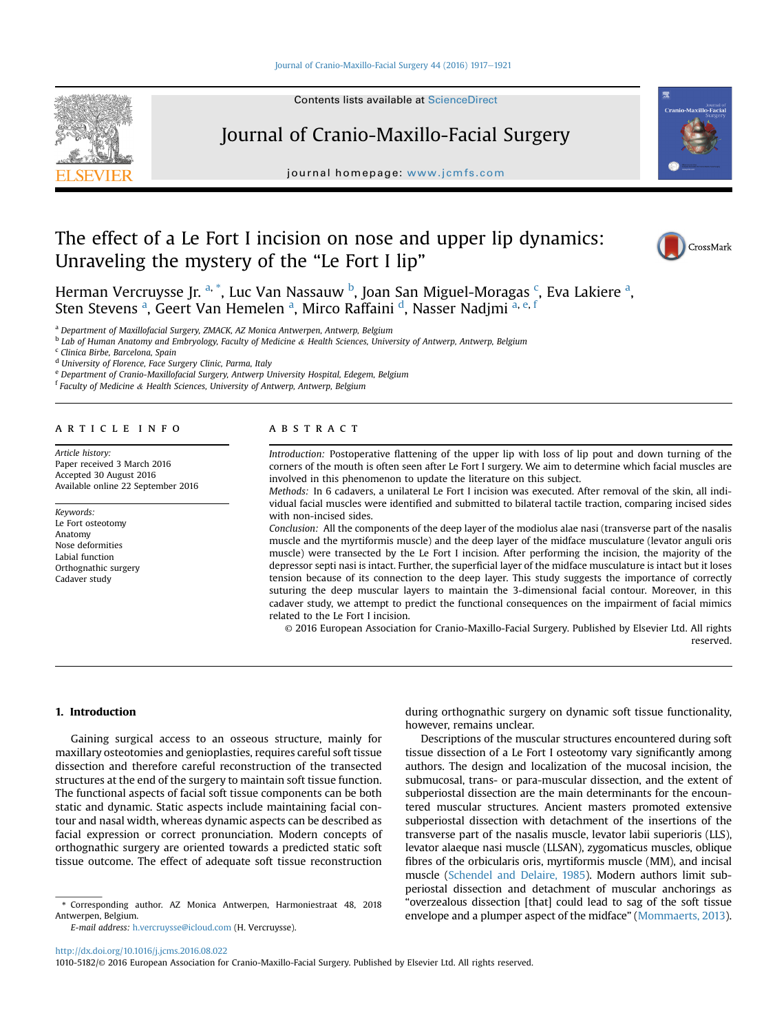# The effect of a Le Fort I incision on nose and upper lip dynamics: Unraveling the mystery of the "Le Fort I lip"

Herman Vercruysse Jr. [a,*], Luc Van Nassauw [b], Joan San Miguel-Moragas [c], Eva Lakiere [a], Sten Stevens [a], Geert Van Hemelen [a], Mirco Raffaini [d], Nasser Nadjmi [a,e,f]

[a] Department of Maxillofacial Surgery, ZMACK, AZ Monica Antwerpen, Antwerp, Belgium
[b] Lab of Human Anatomy and Embryology, Faculty of Medicine & Health Sciences, University of Antwerp, Antwerp, Belgium
[c] Clinica Birbe, Barcelona, Spain
[d] University of Florence, Face Surgery Clinic, Parma, Italy
[e] Department of Cranio-Maxillofacial Surgery, Antwerp University Hospital, Edegem, Belgium
[f] Faculty of Medicine & Health Sciences, University of Antwerp, Antwerp, Belgium

## ARTICLE INFO

*Article history:*
Paper received 3 March 2016
Accepted 30 August 2016
Available online 22 September 2016

*Keywords:*
Le Fort osteotomy
Anatomy
Nose deformities
Labial function
Orthognathic surgery
Cadaver study

## ABSTRACT

*Introduction:* Postoperative flattening of the upper lip with loss of lip pout and down turning of the corners of the mouth is often seen after Le Fort I surgery. We aim to determine which facial muscles are involved in this phenomenon to update the literature on this subject.

*Methods:* In 6 cadavers, a unilateral Le Fort I incision was executed. After removal of the skin, all individual facial muscles were identified and submitted to bilateral tactile traction, comparing incised sides with non-incised sides.

*Conclusion:* All the components of the deep layer of the modiolus alae nasi (transverse part of the nasalis muscle and the myrtiformis muscle) and the deep layer of the midface musculature (levator anguli oris muscle) were transected by the Le Fort I incision. After performing the incision, the majority of the depressor septi nasi is intact. Further, the superficial layer of the midface musculature is intact but it loses tension because of its connection to the deep layer. This study suggests the importance of correctly suturing the deep muscular layers to maintain the 3-dimensional facial contour. Moreover, in this cadaver study, we attempt to predict the functional consequences on the impairment of facial mimics related to the Le Fort I incision.

© 2016 European Association for Cranio-Maxillo-Facial Surgery. Published by Elsevier Ltd. All rights reserved.

## 1. Introduction

Gaining surgical access to an osseous structure, mainly for maxillary osteotomies and genioplasties, requires careful soft tissue dissection and therefore careful reconstruction of the transected structures at the end of the surgery to maintain soft tissue function. The functional aspects of facial soft tissue components can be both static and dynamic. Static aspects include maintaining facial contour and nasal width, whereas dynamic aspects can be described as facial expression or correct pronunciation. Modern concepts of orthognathic surgery are oriented towards a predicted static soft tissue outcome. The effect of adequate soft tissue reconstruction during orthognathic surgery on dynamic soft tissue functionality, however, remains unclear.

Descriptions of the muscular structures encountered during soft tissue dissection of a Le Fort I osteotomy vary significantly among authors. The design and localization of the mucosal incision, the submucosal, trans- or para-muscular dissection, and the extent of subperiostal dissection are the main determinants for the encountered muscular structures. Ancient masters promoted extensive subperiostal dissection with detachment of the insertions of the transverse part of the nasalis muscle, levator labii superioris (LLS), levator alaeque nasi muscle (LLSAN), zygomaticus muscles, oblique fibres of the orbicularis oris, myrtiformis muscle (MM), and incisal muscle (Schendel and Delaire, 1985). Modern authors limit subperiostal dissection and detachment of muscular anchorings as "overzealous dissection [that] could lead to sag of the soft tissue envelope and a plumper aspect of the midface" (Mommaerts, 2013).

* Corresponding author. AZ Monica Antwerpen, Harmoniestraat 48, 2018 Antwerpen, Belgium.
*E-mail address:* h.vercruysse@icloud.com (H. Vercruysse).

http://dx.doi.org/10.1016/j.jcms.2016.08.022
1010-5182/© 2016 European Association for Cranio-Maxillo-Facial Surgery. Published by Elsevier Ltd. All rights reserved.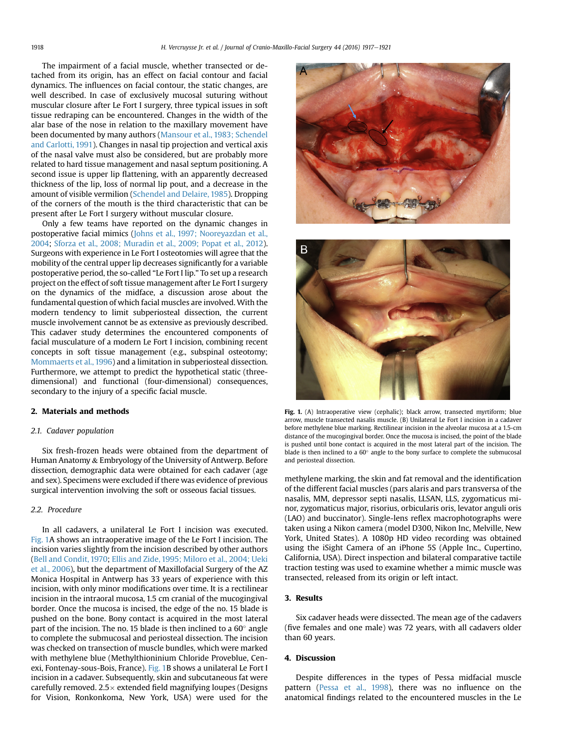The impairment of a facial muscle, whether transected or detached from its origin, has an effect on facial contour and facial dynamics. The influences on facial contour, the static changes, are well described. In case of exclusively mucosal suturing without muscular closure after Le Fort I surgery, three typical issues in soft tissue redraping can be encountered. Changes in the width of the alar base of the nose in relation to the maxillary movement have been documented by many authors (Mansour et al., 1983; Schendel and Carlotti, 1991). Changes in nasal tip projection and vertical axis of the nasal valve must also be considered, but are probably more related to hard tissue management and nasal septum positioning. A second issue is upper lip flattening, with an apparently decreased thickness of the lip, loss of normal lip pout, and a decrease in the amount of visible vermilion (Schendel and Delaire, 1985). Dropping of the corners of the mouth is the third characteristic that can be present after Le Fort I surgery without muscular closure.

Only a few teams have reported on the dynamic changes in postoperative facial mimics (Johns et al., 1997; Nooreyazdan et al., 2004; Sforza et al., 2008; Muradin et al., 2009; Popat et al., 2012). Surgeons with experience in Le Fort I osteotomies will agree that the mobility of the central upper lip decreases significantly for a variable postoperative period, the so-called "Le Fort I lip." To set up a research project on the effect of soft tissue management after Le Fort I surgery on the dynamics of the midface, a discussion arose about the fundamental question of which facial muscles are involved. With the modern tendency to limit subperiosteal dissection, the current muscle involvement cannot be as extensive as previously described. This cadaver study determines the encountered components of facial musculature of a modern Le Fort I incision, combining recent concepts in soft tissue management (e.g., subspinal osteotomy; Mommaerts et al., 1996) and a limitation in subperiosteal dissection. Furthermore, we attempt to predict the hypothetical static (three-dimensional) and functional (four-dimensional) consequences, secondary to the injury of a specific facial muscle.

## 2. Materials and methods

### 2.1. Cadaver population

Six fresh-frozen heads were obtained from the department of Human Anatomy & Embryology of the University of Antwerp. Before dissection, demographic data were obtained for each cadaver (age and sex). Specimens were excluded if there was evidence of previous surgical intervention involving the soft or osseous facial tissues.

### 2.2. Procedure

In all cadavers, a unilateral Le Fort I incision was executed. Fig. 1A shows an intraoperative image of the Le Fort I incision. The incision varies slightly from the incision described by other authors (Bell and Condit, 1970; Ellis and Zide, 1995; Miloro et al., 2004; Ueki et al., 2006), but the department of Maxillofacial Surgery of the AZ Monica Hospital in Antwerp has 33 years of experience with this incision, with only minor modifications over time. It is a rectilinear incision in the intraoral mucosa, 1.5 cm cranial of the mucogingival border. Once the mucosa is incised, the edge of the no. 15 blade is pushed on the bone. Bony contact is acquired in the most lateral part of the incision. The no. 15 blade is then inclined to a 60° angle to complete the submucosal and periosteal dissection. The incision was checked on transection of muscle bundles, which were marked with methylene blue (Methylthioninium Chloride Proveblue, Cenexi, Fontenay-sous-Bois, France). Fig. 1B shows a unilateral Le Fort I incision in a cadaver. Subsequently, skin and subcutaneous fat were carefully removed. 2.5× extended field magnifying loupes (Designs for Vision, Ronkonkoma, New York, USA) were used for the methylene marking, the skin and fat removal and the identification of the different facial muscles (pars alaris and pars transversa of the nasalis, MM, depressor septi nasalis, LLSAN, LLS, zygomaticus minor, zygomaticus major, risorius, orbicularis oris, levator anguli oris (LAO) and buccinator). Single-lens reflex macrophotographs were taken using a Nikon camera (model D300, Nikon Inc, Melville, New York, United States). A 1080p HD video recording was obtained using the iSight Camera of an iPhone 5S (Apple Inc., Cupertino, California, USA). Direct inspection and bilateral comparative tactile traction testing was used to examine whether a mimic muscle was transected, released from its origin or left intact.

**Fig. 1.** (A) Intraoperative view (cephalic); black arrow, transected myrtiform; blue arrow, muscle transected nasalis muscle. (B) Unilateral Le Fort I incision in a cadaver before methylene blue marking. Rectilinear incision in the alveolar mucosa at a 1.5-cm distance of the mucogingival border. Once the mucosa is incised, the point of the blade is pushed until bone contact is acquired in the most lateral part of the incision. The blade is then inclined to a 60° angle to the bony surface to complete the submucosal and periosteal dissection.

## 3. Results

Six cadaver heads were dissected. The mean age of the cadavers (five females and one male) was 72 years, with all cadavers older than 60 years.

## 4. Discussion

Despite differences in the types of Pessa midfacial muscle pattern (Pessa et al., 1998), there was no influence on the anatomical findings related to the encountered muscles in the Le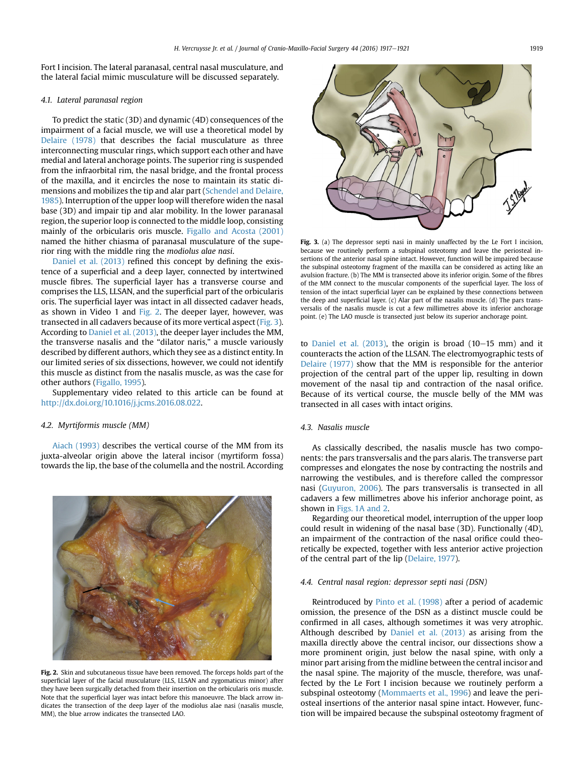Fort I incision. The lateral paranasal, central nasal musculature, and the lateral facial mimic musculature will be discussed separately.

### 4.1. Lateral paranasal region

To predict the static (3D) and dynamic (4D) consequences of the impairment of a facial muscle, we will use a theoretical model by Delaire (1978) that describes the facial musculature as three interconnecting muscular rings, which support each other and have medial and lateral anchorage points. The superior ring is suspended from the infraorbital rim, the nasal bridge, and the frontal process of the maxilla, and it encircles the nose to maintain its static dimensions and mobilizes the tip and alar part (Schendel and Delaire, 1985). Interruption of the upper loop will therefore widen the nasal base (3D) and impair tip and alar mobility. In the lower paranasal region, the superior loop is connected to the middle loop, consisting mainly of the orbicularis oris muscle. Figallo and Acosta (2001) named the hither chiasma of paranasal musculature of the superior ring with the middle ring the *modiolus alae nasi*.

Daniel et al. (2013) refined this concept by defining the existence of a superficial and a deep layer, connected by intertwined muscle fibres. The superficial layer has a transverse course and comprises the LLS, LLSAN, and the superficial part of the orbicularis oris. The superficial layer was intact in all dissected cadaver heads, as shown in Video 1 and Fig. 2. The deeper layer, however, was transected in all cadavers because of its more vertical aspect (Fig. 3). According to Daniel et al. (2013), the deeper layer includes the MM, the transverse nasalis and the "dilator naris," a muscle variously described by different authors, which they see as a distinct entity. In our limited series of six dissections, however, we could not identify this muscle as distinct from the nasalis muscle, as was the case for other authors (Figallo, 1995).

Supplementary video related to this article can be found at http://dx.doi.org/10.1016/j.jcms.2016.08.022.

### 4.2. Myrtiformis muscle (MM)

Aiach (1993) describes the vertical course of the MM from its juxta-alveolar origin above the lateral incisor (myrtiform fossa) towards the lip, the base of the columella and the nostril. According to Daniel et al. (2013), the origin is broad (10–15 mm) and it counteracts the action of the LLSAN. The electromyographic tests of Delaire (1977) show that the MM is responsible for the anterior projection of the central part of the upper lip, resulting in down movement of the nasal tip and contraction of the nasal orifice. Because of its vertical course, the muscle belly of the MM was transected in all cases with intact origins.

**Fig. 2.** Skin and subcutaneous tissue have been removed. The forceps holds part of the superficial layer of the facial musculature (LLS, LLSAN and zygomaticus minor) after they have been surgically detached from their insertion on the orbicularis oris muscle. Note that the superficial layer was intact before this manoeuvre. The black arrow indicates the transection of the deep layer of the modiolus alae nasi (nasalis muscle, MM), the blue arrow indicates the transected LAO.

**Fig. 3.** (a) The depressor septi nasi in mainly unaffected by the Le Fort I incision, because we routinely perform a subspinal osteotomy and leave the periosteal insertions of the anterior nasal spine intact. However, function will be impaired because the subspinal osteotomy fragment of the maxilla can be considered as acting like an avulsion fracture. (b) The MM is transected above its inferior origin. Some of the fibres of the MM connect to the muscular components of the superficial layer. The loss of tension of the intact superficial layer can be explained by these connections between the deep and superficial layer. (c) Alar part of the nasalis muscle. (d) The pars transversalis of the nasalis muscle is cut a few millimetres above its inferior anchorage point. (e) The LAO muscle is transected just below its superior anchorage point.

### 4.3. Nasalis muscle

As classically described, the nasalis muscle has two components: the pars transversalis and the pars alaris. The transverse part compresses and elongates the nose by contracting the nostrils and narrowing the vestibules, and is therefore called the compressor nasi (Guyuron, 2006). The pars transversalis is transected in all cadavers a few millimetres above his inferior anchorage point, as shown in Figs. 1A and 2.

Regarding our theoretical model, interruption of the upper loop could result in widening of the nasal base (3D). Functionally (4D), an impairment of the contraction of the nasal orifice could theoretically be expected, together with less anterior active projection of the central part of the lip (Delaire, 1977).

### 4.4. Central nasal region: depressor septi nasi (DSN)

Reintroduced by Pinto et al. (1998) after a period of academic omission, the presence of the DSN as a distinct muscle could be confirmed in all cases, although sometimes it was very atrophic. Although described by Daniel et al. (2013) as arising from the maxilla directly above the central incisor, our dissections show a more prominent origin, just below the nasal spine, with only a minor part arising from the midline between the central incisor and the nasal spine. The majority of the muscle, therefore, was unaffected by the Le Fort I incision because we routinely perform a subspinal osteotomy (Mommaerts et al., 1996) and leave the periosteal insertions of the anterior nasal spine intact. However, function will be impaired because the subspinal osteotomy fragment of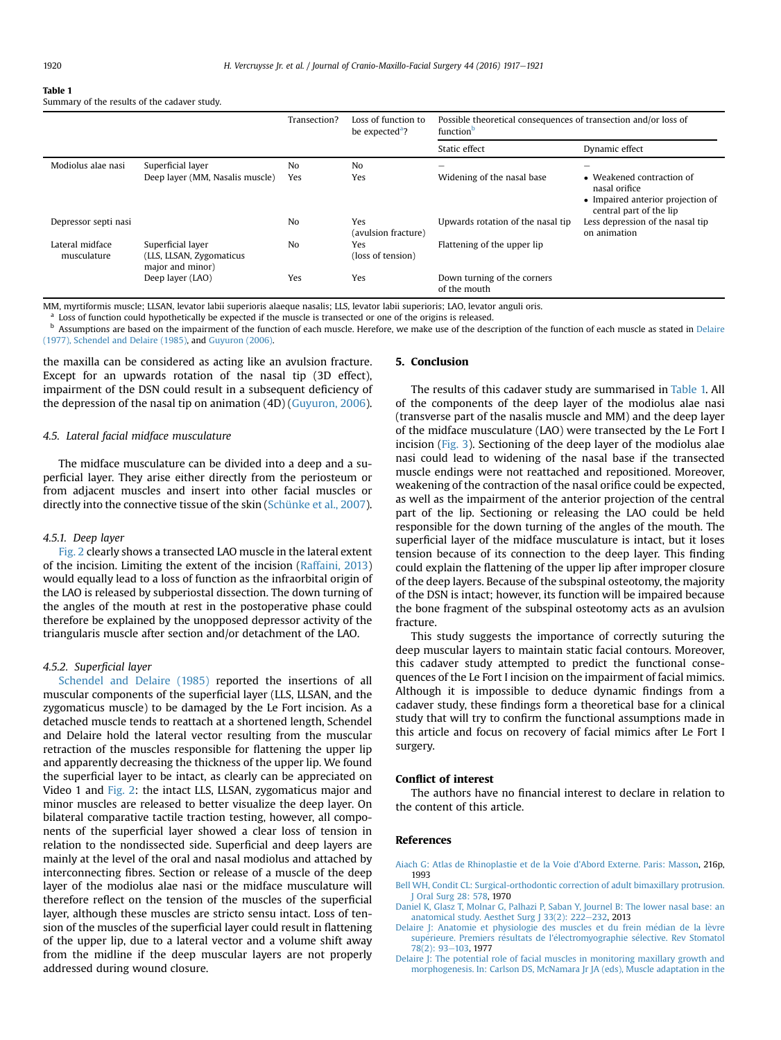**Table 1**
Summary of the results of the cadaver study.

| | | Transection? | Loss of function to be expected[a]? | Possible theoretical consequences of transection and/or loss of function[b] | |
|---|---|---|---|---|---|
| | | | | Static effect | Dynamic effect |
| Modiolus alae nasi | Superficial layer | No | No | – | – |
| | Deep layer (MM, Nasalis muscle) | Yes | Yes | Widening of the nasal base | • Weakened contraction of nasal orifice • Impaired anterior projection of central part of the lip |
| Depressor septi nasi | | No | Yes (avulsion fracture) | Upwards rotation of the nasal tip | Less depression of the nasal tip on animation |
| Lateral midface musculature | Superficial layer (LLS, LLSAN, Zygomaticus major and minor) | No | Yes (loss of tension) | Flattening of the upper lip | |
| | Deep layer (LAO) | Yes | Yes | Down turning of the corners of the mouth | |

MM, myrtiformis muscle; LLSAN, levator labii superioris alaeque nasalis; LLS, levator labii superioris; LAO, levator anguli oris.
[a] Loss of function could hypothetically be expected if the muscle is transected or one of the origins is released.
[b] Assumptions are based on the impairment of the function of each muscle. Herefore, we make use of the description of the function of each muscle as stated in Delaire (1977), Schendel and Delaire (1985), and Guyuron (2006).

the maxilla can be considered as acting like an avulsion fracture. Except for an upwards rotation of the nasal tip (3D effect), impairment of the DSN could result in a subsequent deficiency of the depression of the nasal tip on animation (4D) (Guyuron, 2006).

### 4.5. Lateral facial midface musculature

The midface musculature can be divided into a deep and a superficial layer. They arise either directly from the periosteum or from adjacent muscles and insert into other facial muscles or directly into the connective tissue of the skin (Schünke et al., 2007).

#### 4.5.1. Deep layer

Fig. 2 clearly shows a transected LAO muscle in the lateral extent of the incision. Limiting the extent of the incision (Raffaini, 2013) would equally lead to a loss of function as the infraorbital origin of the LAO is released by subperiosteal dissection. The down turning of the angles of the mouth at rest in the postoperative phase could therefore be explained by the unopposed depressor activity of the triangularis muscle after section and/or detachment of the LAO.

#### 4.5.2. Superficial layer

Schendel and Delaire (1985) reported the insertions of all muscular components of the superficial layer (LLS, LLSAN, and the zygomaticus muscle) to be damaged by the Le Fort incision. As a detached muscle tends to reattach at a shortened length, Schendel and Delaire hold the lateral vector resulting from the muscular retraction of the muscles responsible for flattening the upper lip and apparently decreasing the thickness of the upper lip. We found the superficial layer to be intact, as clearly can be appreciated on Video 1 and Fig. 2: the intact LLS, LLSAN, zygomaticus major and minor muscles are released to better visualize the deep layer. On bilateral comparative tactile traction testing, however, all components of the superficial layer showed a clear loss of tension in relation to the nondissected side. Superficial and deep layers are mainly at the level of the oral and nasal modiolus and attached by interconnecting fibres. Section or release of a muscle of the deep layer of the modiolus alae nasi or the midface musculature will therefore reflect on the tension of the muscles of the superficial layer, although these muscles are stricto sensu intact. Loss of tension of the muscles of the superficial layer could result in flattening of the upper lip, due to a lateral vector and a volume shift away from the midline if the deep muscular layers are not properly addressed during wound closure.

## 5. Conclusion

The results of this cadaver study are summarised in Table 1. All of the components of the deep layer of the modiolus alae nasi (transverse part of the nasalis muscle and MM) and the deep layer of the midface musculature (LAO) were transected by the Le Fort I incision (Fig. 3). Sectioning of the deep layer of the modiolus alae nasi could lead to widening of the nasal base if the transected muscle endings were not reattached and repositioned. Moreover, weakening of the contraction of the nasal orifice could be expected, as well as the impairment of the anterior projection of the central part of the lip. Sectioning or releasing the LAO could be held responsible for the down turning of the angles of the mouth. The superficial layer of the midface musculature is intact, but it loses tension because of its connection to the deep layer. This finding could explain the flattening of the upper lip after improper closure of the deep layers. Because of the subspinal osteotomy, the majority of the DSN is intact; however, its function will be impaired because the bone fragment of the subspinal osteotomy acts as an avulsion fracture.

This study suggests the importance of correctly suturing the deep muscular layers to maintain static facial contours. Moreover, this cadaver study attempted to predict the functional consequences of the Le Fort I incision on the impairment of facial mimics. Although it is impossible to deduce dynamic findings from a cadaver study, these findings form a theoretical base for a clinical study that will try to confirm the functional assumptions made in this article and focus on recovery of facial mimics after Le Fort I surgery.

## Conflict of interest

The authors have no financial interest to declare in relation to the content of this article.

## References

Aiach G: Atlas de Rhinoplastie et de la Voie d'Abord Externe. Paris: Masson, 216p, 1993

Bell WH, Condit CL: Surgical-orthodontic correction of adult bimaxillary protrusion. J Oral Surg 28: 578, 1970

Daniel K, Glasz T, Molnar G, Palhazi P, Saban Y, Journel B: The lower nasal base: an anatomical study. Aesthet Surg J 33(2): 222–232, 2013

Delaire J: Anatomie et physiologie des muscles et du frein médian de la lèvre supérieure. Premiers résultats de l'électromyographie sélective. Rev Stomatol 78(2): 93–103, 1977

Delaire J: The potential role of facial muscles in monitoring maxillary growth and morphogenesis. In: Carlson DS, McNamara Jr JA (eds), Muscle adaptation in the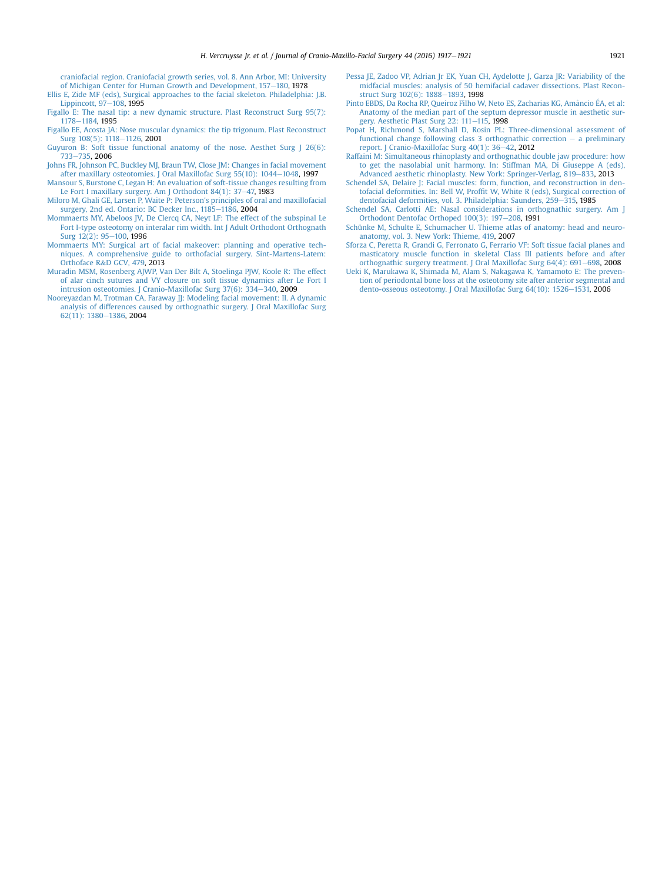craniofacial region. Craniofacial growth series, vol. 8. Ann Arbor, MI: University of Michigan Center for Human Growth and Development, 157–180, 1978

Ellis E, Zide MF (eds), Surgical approaches to the facial skeleton. Philadelphia: J.B. Lippincott, 97–108, 1995

Figallo E: The nasal tip: a new dynamic structure. Plast Reconstruct Surg 95(7): 1178–1184, 1995

Figallo EE, Acosta JA: Nose muscular dynamics: the tip trigonum. Plast Reconstruct Surg 108(5): 1118–1126, 2001

Guyuron B: Soft tissue functional anatomy of the nose. Aesthet Surg J 26(6): 733–735, 2006

Johns FR, Johnson PC, Buckley MJ, Braun TW, Close JM: Changes in facial movement after maxillary osteotomies. J Oral Maxillofac Surg 55(10): 1044–1048, 1997

Mansour S, Burstone C, Legan H: An evaluation of soft-tissue changes resulting from Le Fort I maxillary surgery. Am J Orthodont 84(1): 37–47, 1983

Miloro M, Ghali GE, Larsen P, Waite P: Peterson's principles of oral and maxillofacial surgery, 2nd ed. Ontario: BC Decker Inc., 1185–1186, 2004

Mommaerts MY, Abeloos JV, De Clercq CA, Neyt LF: The effect of the subspinal Le Fort I-type osteotomy on interalar rim width. Int J Adult Orthodont Orthognath Surg 12(2): 95–100, 1996

Mommaerts MY: Surgical art of facial makeover: planning and operative techniques. A comprehensive guide to orthofacial surgery. Sint-Martens-Latem: Orthoface R&D GCV, 479, 2013

Muradin MSM, Rosenberg AJWP, Van Der Bilt A, Stoelinga PJW, Koole R: The effect of alar cinch sutures and VY closure on soft tissue dynamics after Le Fort I intrusion osteotomies. J Cranio-Maxillofac Surg 37(6): 334–340, 2009

Nooreyazdan M, Trotman CA, Faraway JJ: Modeling facial movement: II. A dynamic analysis of differences caused by orthognathic surgery. J Oral Maxillofac Surg 62(11): 1380–1386, 2004

Pessa JE, Zadoo VP, Adrian Jr EK, Yuan CH, Aydelotte J, Garza JR: Variability of the midfacial muscles: analysis of 50 hemifacial cadaver dissections. Plast Reconstruct Surg 102(6): 1888–1893, 1998

Pinto EBDS, Da Rocha RP, Queiroz Filho W, Neto ES, Zacharias KG, Amàncio ÉA, et al: Anatomy of the median part of the septum depressor muscle in aesthetic surgery. Aesthetic Plast Surg 22: 111–115, 1998

Popat H, Richmond S, Marshall D, Rosin PL: Three-dimensional assessment of functional change following class 3 orthognathic correction – a preliminary report. J Cranio-Maxillofac Surg 40(1): 36–42, 2012

Raffaini M: Simultaneous rhinoplasty and orthognathic double jaw procedure: how to get the nasolabial unit harmony. In: Stiffman MA, Di Giuseppe A (eds), Advanced aesthetic rhinoplasty. New York: Springer-Verlag, 819–833, 2013

Schendel SA, Delaire J: Facial muscles: form, function, and reconstruction in dentofacial deformities. In: Bell W, Proffit W, White R (eds), Surgical correction of dentofacial deformities, vol. 3. Philadelphia: Saunders, 259–315, 1985

Schendel SA, Carlotti AE: Nasal considerations in orthognathic surgery. Am J Orthodont Dentofac Orthoped 100(3): 197–208, 1991

Schünke M, Schulte E, Schumacher U. Thieme atlas of anatomy: head and neuroanatomy, vol. 3. New York: Thieme, 419, 2007

Sforza C, Peretta R, Grandi G, Ferronato G, Ferrario VF: Soft tissue facial planes and masticatory muscle function in skeletal Class III patients before and after orthognathic surgery treatment. J Oral Maxillofac Surg 64(4): 691–698, 2008

Ueki K, Marukawa K, Shimada M, Alam S, Nakagawa K, Yamamoto E: The prevention of periodontal bone loss at the osteotomy site after anterior segmental and dento-osseous osteotomy. J Oral Maxillofac Surg 64(10): 1526–1531, 2006